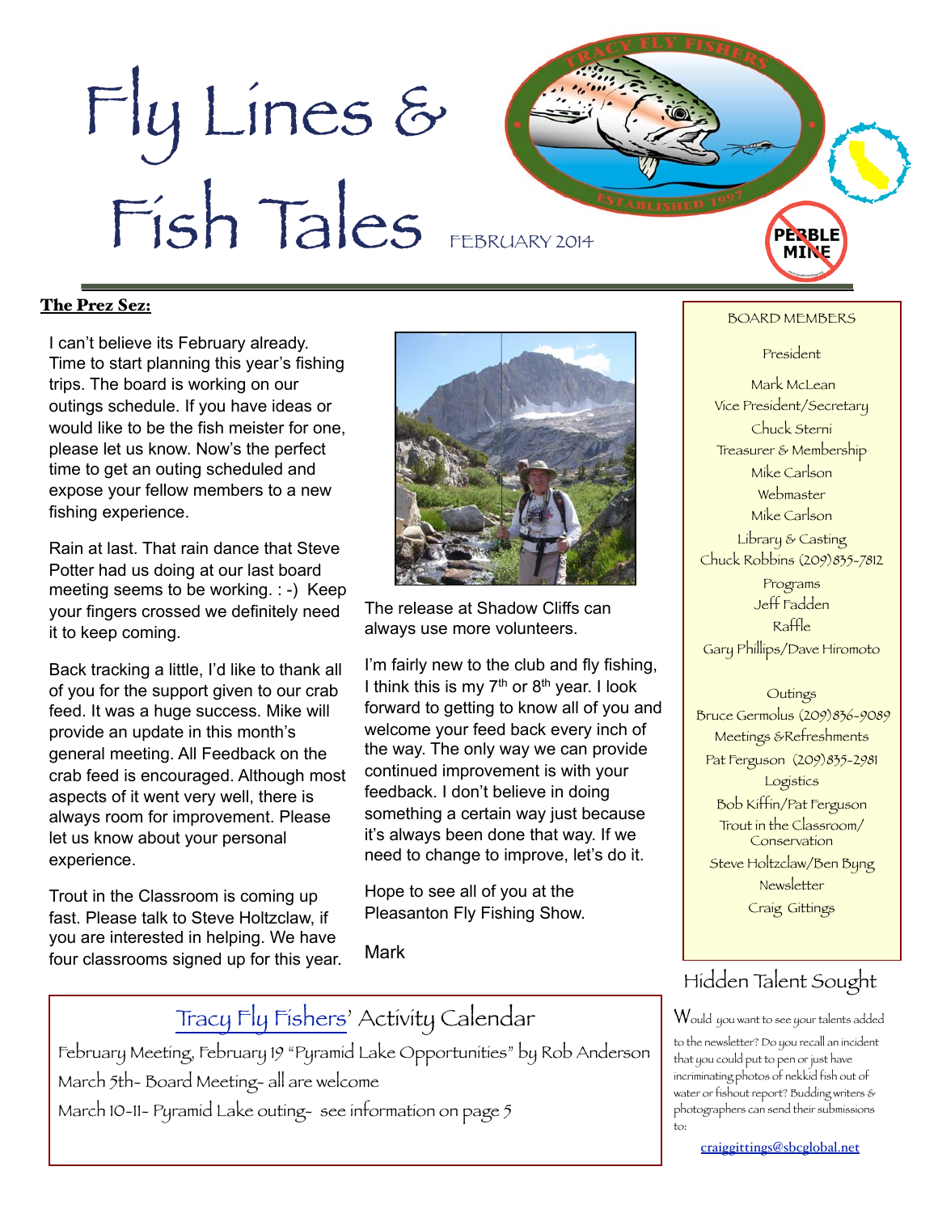# Fly Lines & Fish Tales

FEBRUARY 2014

## The Prez Sez:

I can't believe its February already. Time to start planning this year's fishing trips. The board is working on our outings schedule. If you have ideas or would like to be the fish meister for one, please let us know. Now's the perfect time to get an outing scheduled and expose your fellow members to a new fishing experience.

Rain at last. That rain dance that Steve Potter had us doing at our last board meeting seems to be working. : -) Keep your fingers crossed we definitely need it to keep coming.

Back tracking a little, I'd like to thank all of you for the support given to our crab feed. It was a huge success. Mike will provide an update in this month's general meeting. All Feedback on the crab feed is encouraged. Although most aspects of it went very well, there is always room for improvement. Please let us know about your personal experience.

Trout in the Classroom is coming up fast. Please talk to Steve Holtzclaw, if you are interested in helping. We have four classrooms signed up for this year.

The release at Shadow Cliffs can always use more volunteers.

I'm fairly new to the club and fly fishing, I think this is my 7th or 8th year. I look forward to getting to know all of you and welcome your feed back every inch of the way. The only way we can provide continued improvement is with your feedback. I don't believe in doing something a certain way just because it's always been done that way. If we need to change to improve, let's do it.

Hope to see all of you at the Pleasanton Fly Fishing Show.

Mark

## Tracy Fly Fishers' Activity Calendar

February Meeting, February 19 "Pyramid Lake Opportunities" by Rob Anderson

March 5th- Board Meeting- all are welcome

March 10-11- Pyramid Lake outing- see information on page 5

## BOARD MEMBERS

President
Mark McLean

Vice President/Secretary
Chuck Sterni

Treasurer & Membership
Mike Carlson

Webmaster
Mike Carlson

Library & Casting
Chuck Robbins (209)835-7812

Programs
Jeff Fadden

Raffle
Gary Phillips/Dave Hiromoto

Outings
Bruce Germolus (209)836-9089

Meetings &Refreshments
Pat Ferguson (209)835-2981

Logistics
Bob Kiffin/Pat Ferguson

Trout in the Classroom/ Conservation
Steve Holtzclaw/Ben Byng

Newsletter
Craig Gittings

## Hidden Talent Sought

Would you want to see your talents added to the newsletter? Do you recall an incident that you could put to pen or just have incriminating photos of nekkid fish out of water or fishout report? Budding writers & photographers can send their submissions to:

craiggittings@sbcglobal.net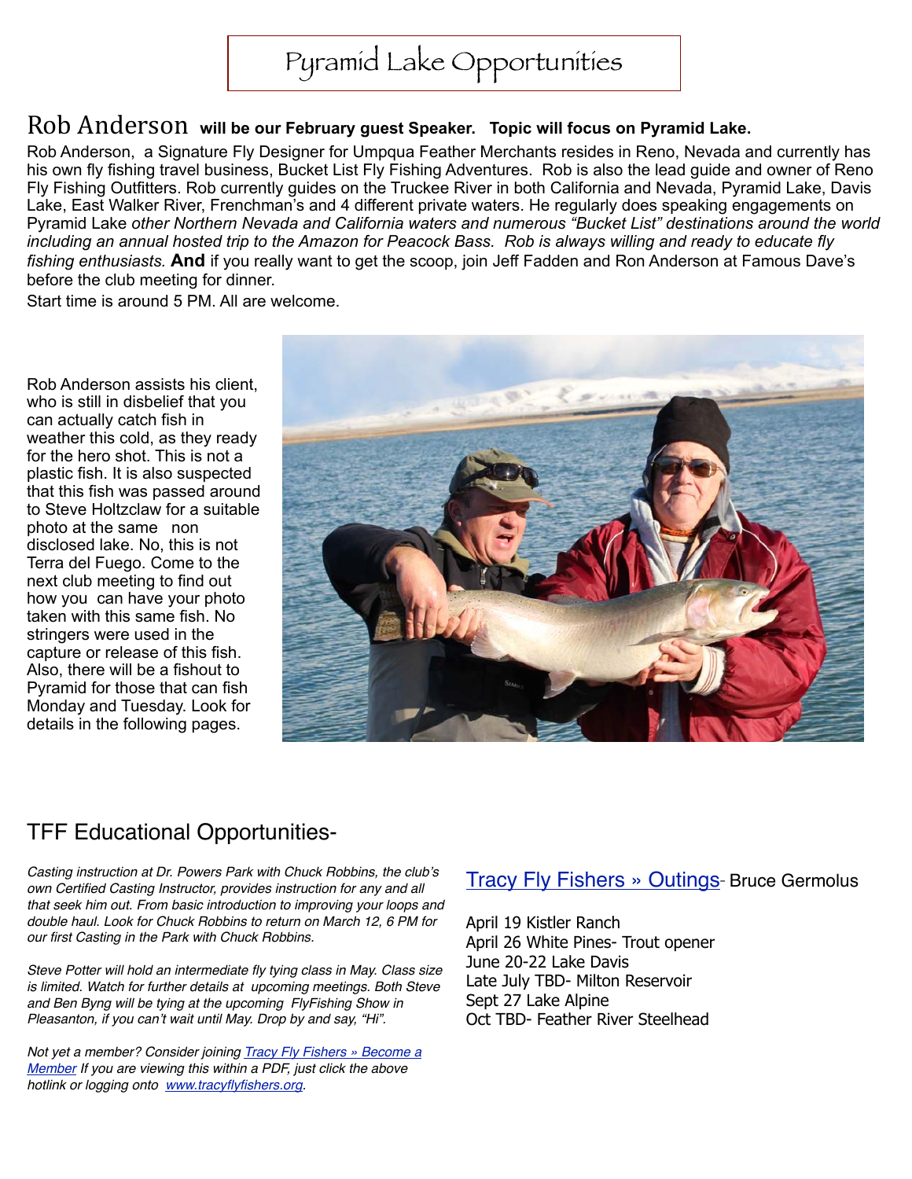# Pyramid Lake Opportunities

## Rob Anderson **will be our February guest Speaker. Topic will focus on Pyramid Lake.**

Rob Anderson, a Signature Fly Designer for Umpqua Feather Merchants resides in Reno, Nevada and currently has his own fly fishing travel business, Bucket List Fly Fishing Adventures. Rob is also the lead guide and owner of Reno Fly Fishing Outfitters. Rob currently guides on the Truckee River in both California and Nevada, Pyramid Lake, Davis Lake, East Walker River, Frenchman's and 4 different private waters. He regularly does speaking engagements on Pyramid Lake *other Northern Nevada and California waters and numerous "Bucket List" destinations around the world including an annual hosted trip to the Amazon for Peacock Bass. Rob is always willing and ready to educate fly fishing enthusiasts.* **And** if you really want to get the scoop, join Jeff Fadden and Ron Anderson at Famous Dave's before the club meeting for dinner.

Start time is around 5 PM. All are welcome.

Rob Anderson assists his client, who is still in disbelief that you can actually catch fish in weather this cold, as they ready for the hero shot. This is not a plastic fish. It is also suspected that this fish was passed around to Steve Holtzclaw for a suitable photo at the same non disclosed lake. No, this is not Terra del Fuego. Come to the next club meeting to find out how you can have your photo taken with this same fish. No stringers were used in the capture or release of this fish. Also, there will be a fishout to Pyramid for those that can fish Monday and Tuesday. Look for details in the following pages.

## TFF Educational Opportunities-

*Casting instruction at Dr. Powers Park with Chuck Robbins, the club's own Certified Casting Instructor, provides instruction for improving your loops and double haul. Look for Chuck Robbins to return on March 12, 6 PM for our first Casting in the Park with Chuck Robbins.*

*Steve Potter will hold an intermediate fly tying class in May. Class size is limited. Watch for further details at upcoming meetings. Both Steve and Ben Byng will be tying at the upcoming FlyFishing Show in Pleasanton, if you can't wait until May. Drop by and say, "Hi".*

*Not yet a member? Consider joining [Tracy Fly Fishers » Become a Member](www.tracyflyfishers.org) If you are viewing this within a PDF, just click the above hotlink or logging onto [www.tracyflyfishers.org](www.tracyflyfishers.org).*

[Tracy Fly Fishers » Outings](www.tracyflyfishers.org)- Bruce Germolus

April 19 Kistler Ranch
April 26 White Pines- Trout opener
June 20-22 Lake Davis
Late July TBD- Milton Reservoir
Sept 27 Lake Alpine
Oct TBD- Feather River Steelhead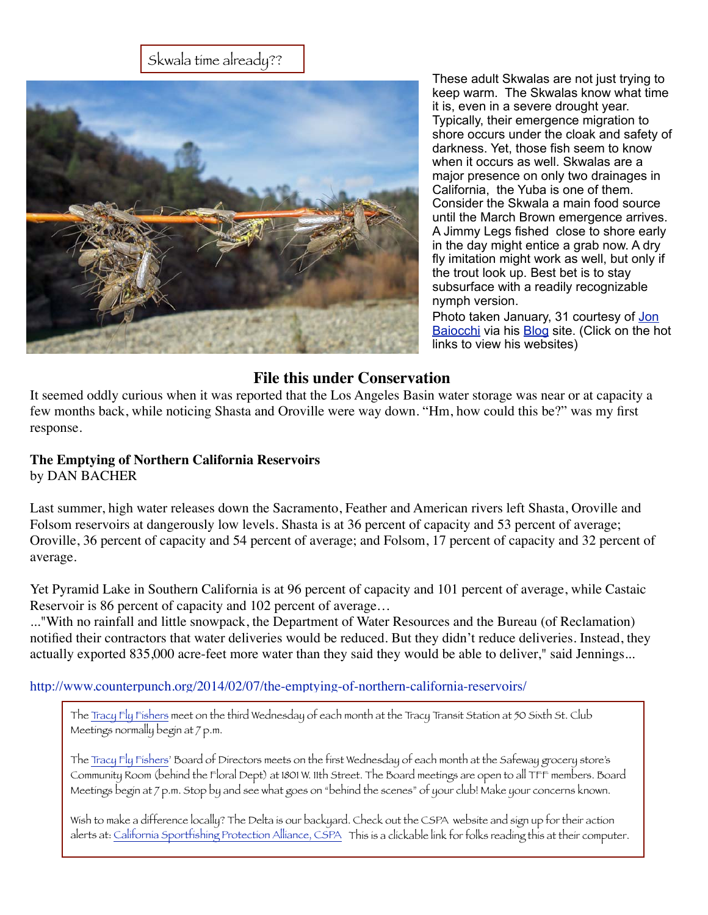Skwala time already??

These adult Skwalas are not just trying to keep warm. The Skwalas know what time it is, even in a severe drought year. Typically, their emergence migration to shore occurs under the cloak and safety of darkness. Yet, those fish seem to know when it occurs as well. Skwalas are a major presence on only two drainages in California, the Yuba is one of them. Consider the Skwala a main food source until the March Brown emergence arrives. A Jimmy Legs fished close to shore early in the day might entice a grab now. A dry fly imitation might work as well, but only if the trout look up. Best bet is to stay subsurface with a readily recognizable nymph version.

Photo taken January, 31 courtesy of Jon Baiocchi via his Blog site. (Click on the hot links to view his websites)

## File this under Conservation

It seemed oddly curious when it was reported that the Los Angeles Basin water storage was near or at capacity a few months back, while noticing Shasta and Oroville were way down. "Hm, how could this be?" was my first response.

**The Emptying of Northern California Reservoirs**
by DAN BACHER

Last summer, high water releases down the Sacramento, Feather and American rivers left Shasta, Oroville and Folsom reservoirs at dangerously low levels. Shasta is at 36 percent of capacity and 53 percent of average; Oroville, 36 percent of capacity and 54 percent of average; and Folsom, 17 percent of capacity and 32 percent of average.

Yet Pyramid Lake in Southern California is at 96 percent of capacity and 101 percent of average, while Castaic Reservoir is 86 percent of capacity and 102 percent of average…
..."With no rainfall and little snowpack, the Department of Water Resources and the Bureau (of Reclamation) notified their contractors that water deliveries would be reduced. But they didn't reduce deliveries. Instead, they actually exported 835,000 acre-feet more water than they said they would be able to deliver," said Jennings...

http://www.counterpunch.org/2014/02/07/the-emptying-of-northern-california-reservoirs/

The Tracy Fly Fishers meet on the third Wednesday of each month at the Tracy Transit Station at 50 Sixth St. Club Meetings normally begin at 7 p.m.

The Tracy Fly Fishers' Board of Directors meets on the first Wednesday of each month at the Safeway grocery store's Community Room (behind the Floral Dept) at 1801 W. 11th Street. The Board meetings are open to all TFF members. Board Meetings begin at 7 p.m. Stop by and see what goes on "behind the scenes" of your club! Make your concerns known.

Wish to make a difference locally? The Delta is our backyard. Check out the CSPA website and sign up for their action alerts at: California Sportfishing Protection Alliance, CSPA This is a clickable link for folks reading this at their computer.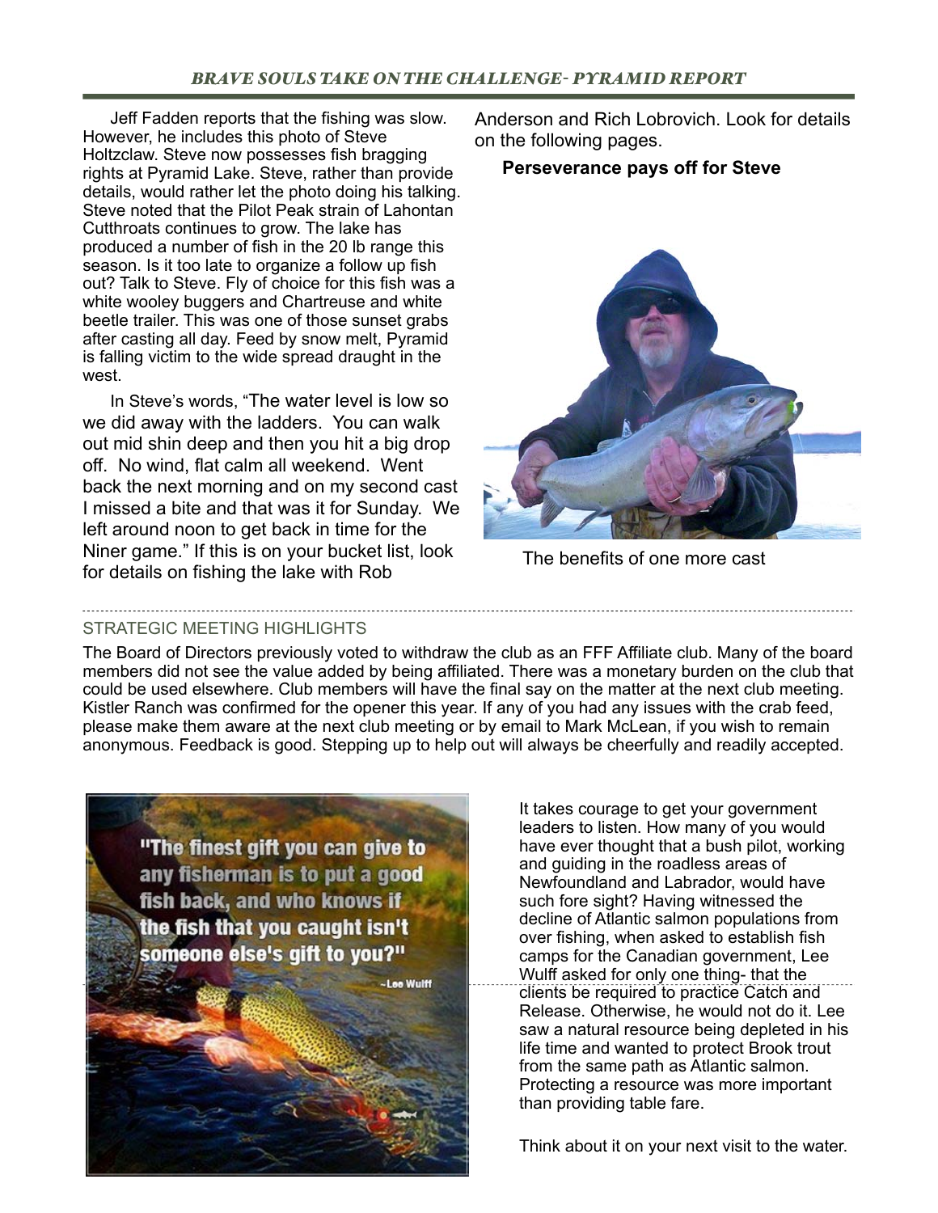## *BRAVE SOULS TAKE ON THE CHALLENGE- PYRAMID REPORT*

Jeff Fadden reports that the fishing was slow. However, he includes this photo of Steve Holtzclaw. Steve now possesses fish bragging rights at Pyramid Lake. Steve, rather than provide details, would rather let the photo doing his talking. Steve noted that the Pilot Peak strain of Lahontan Cutthroats continues to grow. The lake has produced a number of fish in the 20 lb range this season. Is it too late to organize a follow up fish out? Talk to Steve. Fly of choice for this fish was a white wooley buggers and Chartreuse and white beetle trailer. This was one of those sunset grabs after casting all day. Feed by snow melt, Pyramid is falling victim to the wide spread draught in the west.

In Steve's words, "The water level is low so we did away with the ladders. You can walk out mid shin deep and then you hit a big drop off. No wind, flat calm all weekend. Went back the next morning and on my second cast I missed a bite and that was it for Sunday. We left around noon to get back in time for the Niner game." If this is on your bucket list, look for details on fishing the lake with Rob Anderson and Rich Lobrovich. Look for details on the following pages.

**Perseverance pays off for Steve**

The benefits of one more cast

STRATEGIC MEETING HIGHLIGHTS

The Board of Directors previously voted to withdraw the club as an FFF Affiliate club. Many of the board members did not see the value added by being affiliated. There was a monetary burden on the club that could be used elsewhere. Club members will have the final say on the matter at the next club meeting. Kistler Ranch was confirmed for the opener this year. If any of you had any issues with the crab feed, please make them aware at the next club meeting or by email to Mark McLean, if you wish to remain anonymous. Feedback is good. Stepping up to help out will always be cheerfully and readily accepted.

"The finest gift you can give to any fisherman is to put a good fish back, and who knows if the fish that you caught isn't someone else's gift to you?"

~Lee Wulff

It takes courage to get your government leaders to listen. How many of you would have ever thought that a bush pilot, working and guiding in the roadless areas of Newfoundland and Labrador, would have such fore sight? Having witnessed the decline of Atlantic salmon populations from over fishing, when asked to establish fish camps for the Canadian government, Lee Wulff asked for only one thing- that the clients be required to practice Catch and Release. Otherwise, he would not do it. Lee saw a natural resource being depleted in his life time and wanted to protect Brook trout from the same path as Atlantic salmon. Protecting a resource was more important than providing table fare.

Think about it on your next visit to the water.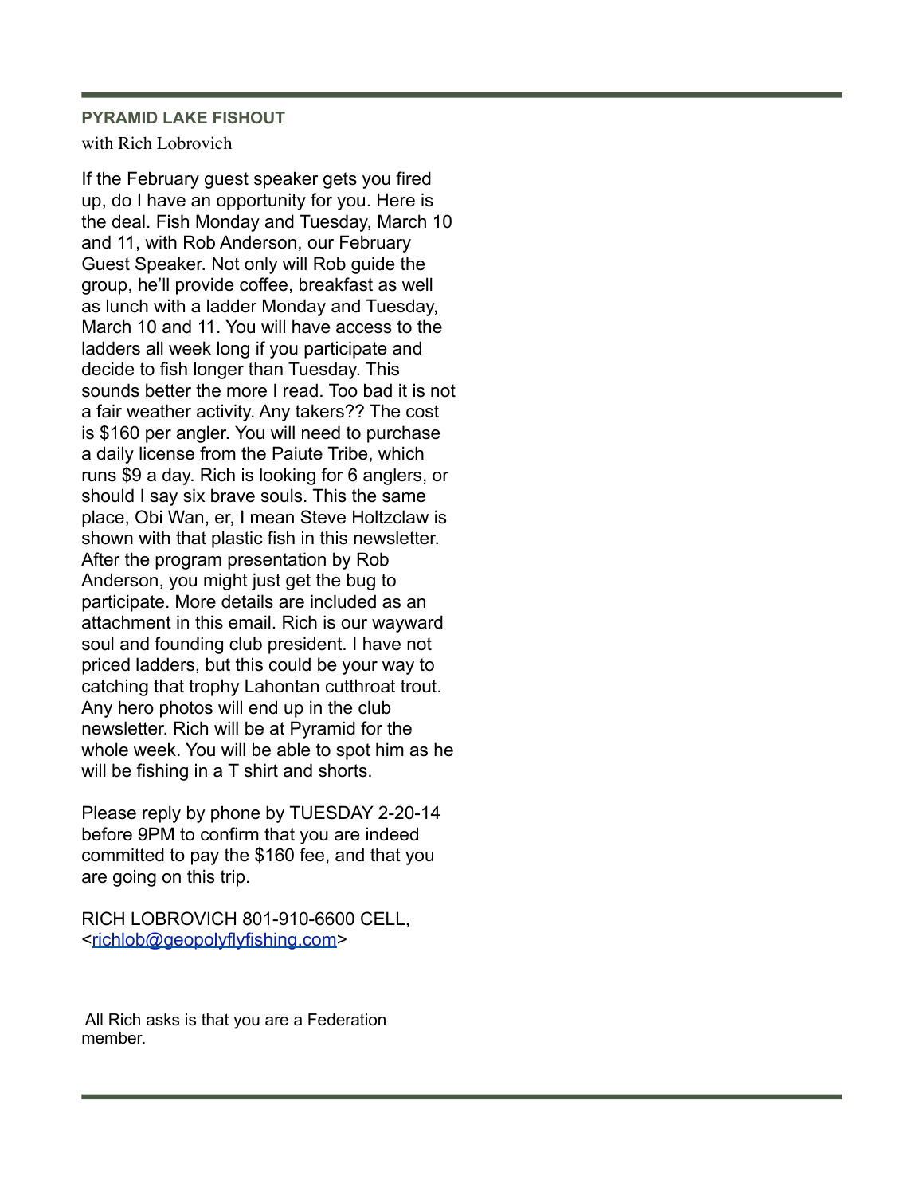## PYRAMID LAKE FISHOUT

with Rich Lobrovich

If the February guest speaker gets you fired up, do I have an opportunity for you. Here is the deal. Fish Monday and Tuesday, March 10 and 11, with Rob Anderson, our February Guest Speaker. Not only will Rob guide the group, he'll provide coffee, breakfast as well as lunch with a ladder Monday and Tuesday, March 10 and 11. You will have access to the ladders all week long if you participate and decide to fish longer than Tuesday. This sounds better the more I read. Too bad it is not a fair weather activity. Any takers?? The cost is $160 per angler. You will need to purchase a daily license from the Paiute Tribe, which runs $9 a day. Rich is looking for 6 anglers, or should I say six brave souls. This the same place, Obi Wan, er, I mean Steve Holtzclaw is shown with that plastic fish in this newsletter. After the program presentation by Rob Anderson, you might just get the bug to participate. More details are included as an attachment in this email. Rich is our wayward soul and founding club president. I have not priced ladders, but this could be your way to catching that trophy Lahontan cutthroat trout. Any hero photos will end up in the club newsletter. Rich will be at Pyramid for the whole week. You will be able to spot him as he will be fishing in a T shirt and shorts.

Please reply by phone by TUESDAY 2-20-14 before 9PM to confirm that you are indeed committed to pay the $160 fee, and that you are going on this trip.

RICH LOBROVICH 801-910-6600 CELL, <richlob@geopolyflyfishing.com>

All Rich asks is that you are a Federation member.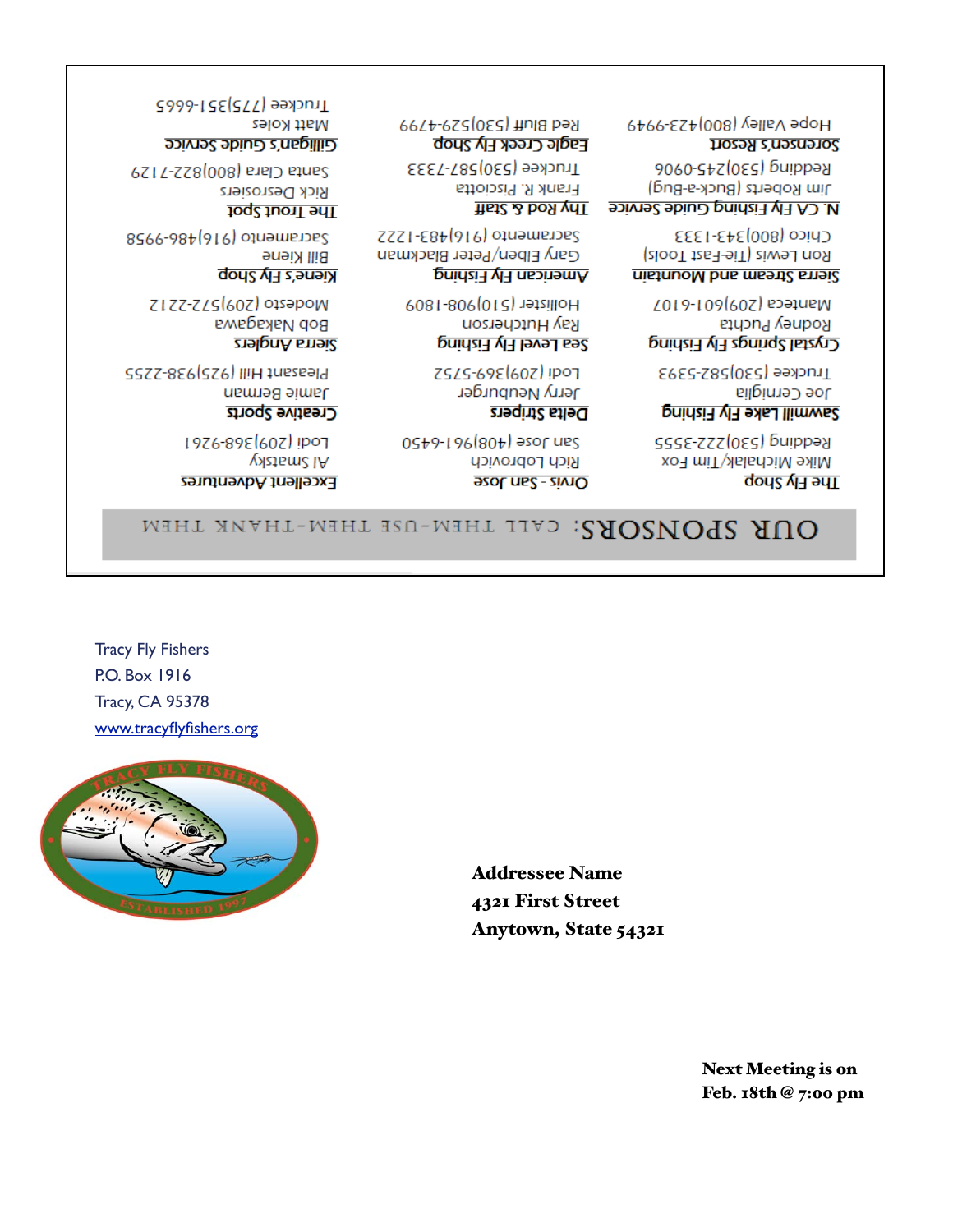## OUR SPONSORS: CALL THEM-USE THEM-THANK THEM

**The Fly Shop**
Mike Michalak/Tim Fox
Redding (530)222-3555

**Sawmill Lake Fly Fishing**
Joe Cernigila
Truckee (530)582-5393

**Crystal Springs Fly Fishing**
Rodney Puchta
Manteca (209)601-6107

**Sierra Stream and Mountain**
Ron Lewis (Tie-Fast Tools)
Chico (800)343-1333

**N. CA Fly Fishing Guide Service**
Jim Roberts (Buck-a-Bug)
Redding (530)245-0906

**Sorensen's Resort**
Hope Valley (800)423-9949

**Orvis - San Jose**
Rich Lobrovich
San Jose (408)961-6450

**Delta Stripers**
Jerry Neuburger
Lodi (209)369-5752

**Sea Level Fly Fishing**
Ray Hutcherson
Hollister (510)908-1809

**American Fly Fishing**
Gary Eiben/Peter Blackman
Sacramento (916)483-1222

**Thy Rod & Staff**
Frank R. Pisciotta
Truckee (530)587-7333

**Eagle Creek Fly Shop**
Red Bluff (530)529-4799

**Excellent Adventures**
Al Smatsky
Lodi (209)368-9261

**Creative Sports**
Jamie Berman
Pleasant Hill (925)938-2255

**Sierra Anglers**
Bob Nakagawa
Modesto (209)572-2212

**Kiene's Fly Shop**
Bill Kiene
Sacramento (916)486-9958

**The Trout Spot**
Rick Desrosiers
Santa Clara (800)822-2129

**Gilligan's Guide Service**
Matt Koles
Truckee (775)351-6665

Tracy Fly Fishers
P.O. Box 1916
Tracy, CA 95378
www.tracyflyfishers.org

**Addressee Name**
**4321 First Street**
**Anytown, State 54321**

**Next Meeting is on**
**Feb. 18th @ 7:00 pm**